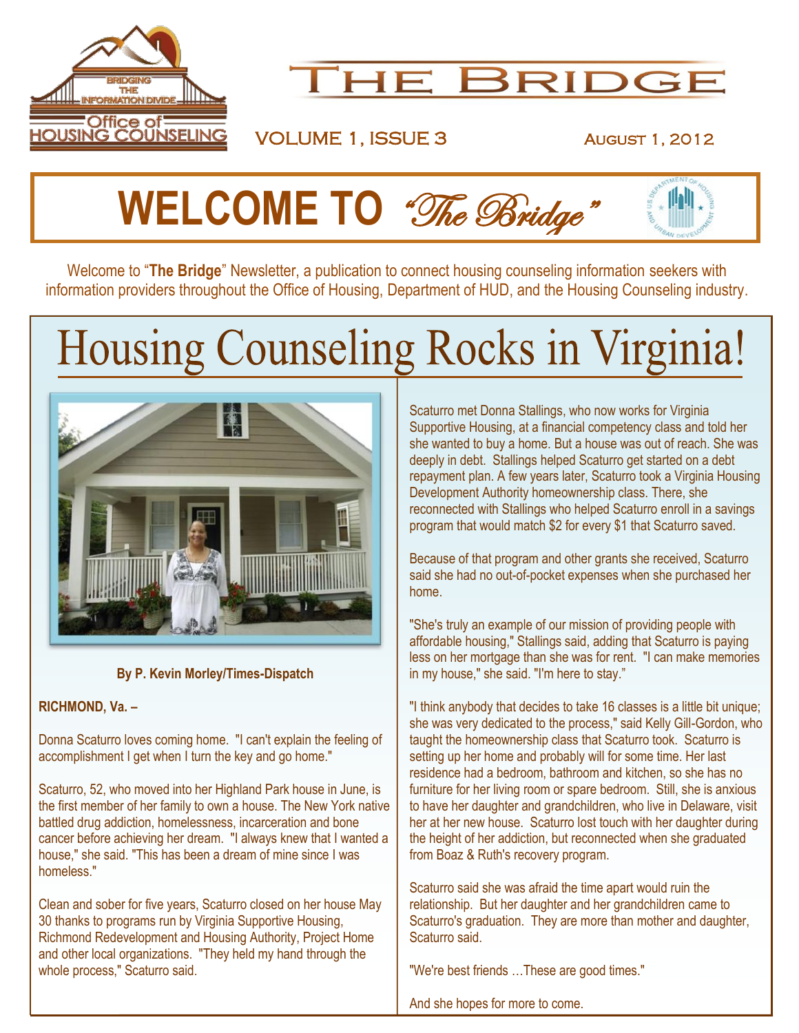# THE BRIDGE

VOLUME 1, ISSUE 3 AUGUST 1, 2012

## WELCOME TO *"The Bridge"*

Welcome to "**The Bridge**" Newsletter, a publication to connect housing counseling information seekers with information providers throughout the Office of Housing, Department of HUD, and the Housing Counseling industry.

# Housing Counseling Rocks in Virginia!

**By P. Kevin Morley/Times-Dispatch**

**RICHMOND, Va. –**

Donna Scaturro loves coming home. "I can't explain the feeling of accomplishment I get when I turn the key and go home."

Scaturro, 52, who moved into her Highland Park house in June, is the first member of her family to own a house. The New York native battled drug addiction, homelessness, incarceration and bone cancer before achieving her dream. "I always knew that I wanted a house," she said. "This has been a dream of mine since I was homeless."

Clean and sober for five years, Scaturro closed on her house May 30 thanks to programs run by Virginia Supportive Housing, Richmond Redevelopment and Housing Authority, Project Home and other local organizations. "They held my hand through the whole process," Scaturro said.

Scaturro met Donna Stallings, who now works for Virginia Supportive Housing, at a financial competency class and told her she wanted to buy a home. But a house was out of reach. She was deeply in debt. Stallings helped Scaturro get started on a debt repayment plan. A few years later, Scaturro took a Virginia Housing Development Authority homeownership class. There, she reconnected with Stallings who helped Scaturro enroll in a savings program that would match $2 for every $1 that Scaturro saved.

Because of that program and other grants she received, Scaturro said she had no out-of-pocket expenses when she purchased her home.

"She's truly an example of our mission of providing people with affordable housing," Stallings said, adding that Scaturro is paying less on her mortgage than she was for rent. "I can make memories in my house," she said. "I'm here to stay."

"I think anybody that decides to take 16 classes is a little bit unique; she was very dedicated to the process," said Kelly Gill-Gordon, who taught the homeownership class that Scaturro took. Scaturro is setting up her home and probably will for some time. Her last residence had a bedroom, bathroom and kitchen, so she has no furniture for her living room or spare bedroom. Still, she is anxious to have her daughter and grandchildren, who live in Delaware, visit her at her new house. Scaturro lost touch with her daughter during the height of her addiction, but reconnected when she graduated from Boaz & Ruth's recovery program.

Scaturro said she was afraid the time apart would ruin the relationship. But her daughter and her grandchildren came to Scaturro's graduation. They are more than mother and daughter, Scaturro said.

"We're best friends …These are good times."

And she hopes for more to come.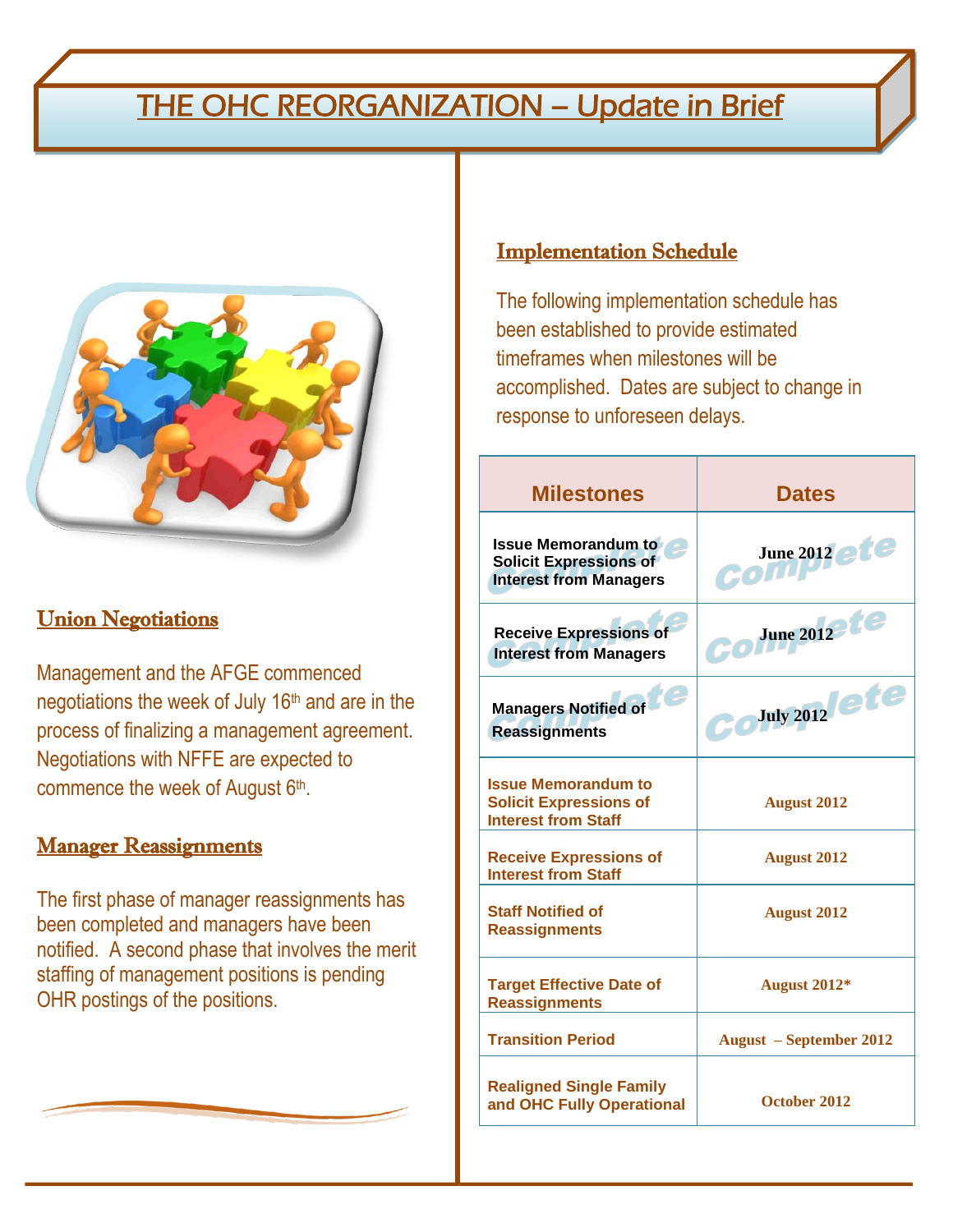# THE OHC REORGANIZATION – Update in Brief

## Union Negotiations

Management and the AFGE commenced negotiations the week of July 16th and are in the process of finalizing a management agreement. Negotiations with NFFE are expected to commence the week of August 6th.

## Manager Reassignments

The first phase of manager reassignments has been completed and managers have been notified. A second phase that involves the merit staffing of management positions is pending OHR postings of the positions.

## Implementation Schedule

The following implementation schedule has been established to provide estimated timeframes when milestones will be accomplished. Dates are subject to change in response to unforeseen delays.

| Milestones | Dates |
|---|---|
| Issue Memorandum to Solicit Expressions of Interest from Managers *(Complete)* | June 2012 *(Complete)* |
| Receive Expressions of Interest from Managers *(Complete)* | June 2012 *(Complete)* |
| Managers Notified of Reassignments *(Complete)* | July 2012 *(Complete)* |
| Issue Memorandum to Solicit Expressions of Interest from Staff | August 2012 |
| Receive Expressions of Interest from Staff | August 2012 |
| Staff Notified of Reassignments | August 2012 |
| Target Effective Date of Reassignments | August 2012* |
| Transition Period | August – September 2012 |
| Realigned Single Family and OHC Fully Operational | October 2012 |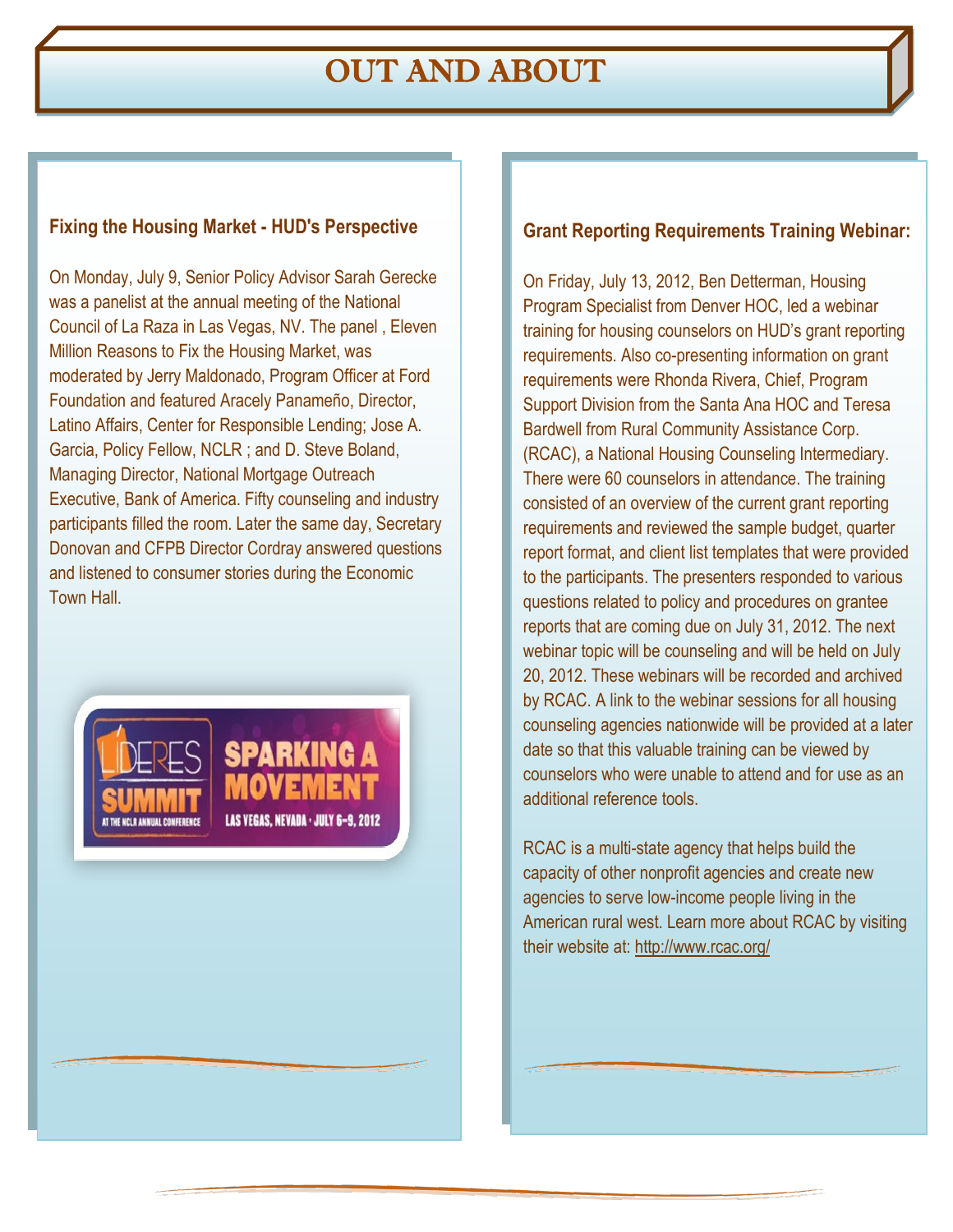# OUT AND ABOUT

### Fixing the Housing Market - HUD's Perspective

On Monday, July 9, Senior Policy Advisor Sarah Gerecke was a panelist at the annual meeting of the National Council of La Raza in Las Vegas, NV. The panel , Eleven Million Reasons to Fix the Housing Market, was moderated by Jerry Maldonado, Program Officer at Ford Foundation and featured Aracely Panameño, Director, Latino Affairs, Center for Responsible Lending; Jose A. Garcia, Policy Fellow, NCLR ; and D. Steve Boland, Managing Director, National Mortgage Outreach Executive, Bank of America. Fifty counseling and industry participants filled the room. Later the same day, Secretary Donovan and CFPB Director Cordray answered questions and listened to consumer stories during the Economic Town Hall.

LÍDERES SUMMIT AT THE NCLR ANNUAL CONFERENCE

SPARKING A MOVEMENT

LAS VEGAS, NEVADA · JULY 6–9, 2012

### Grant Reporting Requirements Training Webinar:

On Friday, July 13, 2012, Ben Detterman, Housing Program Specialist from Denver HOC, led a webinar training for housing counselors on HUD's grant reporting requirements. Also co-presenting information on grant requirements were Rhonda Rivera, Chief, Program Support Division from the Santa Ana HOC and Teresa Bardwell from Rural Community Assistance Corp. (RCAC), a National Housing Counseling Intermediary. There were 60 counselors in attendance. The training consisted of an overview of the current grant reporting requirements and reviewed the sample budget, quarter report format, and client list templates that were provided to the participants. The presenters responded to various questions related to policy and procedures on grantee reports that are coming due on July 31, 2012. The next webinar topic will be counseling and will be held on July 20, 2012. These webinars will be recorded and archived by RCAC. A link to the webinar sessions for all housing counseling agencies nationwide will be provided at a later date so that this valuable training can be viewed by counselors who were unable to attend and for use as an additional reference tools.

RCAC is a multi-state agency that helps build the capacity of other nonprofit agencies and create new agencies to serve low-income people living in the American rural west. Learn more about RCAC by visiting their website at: http://www.rcac.org/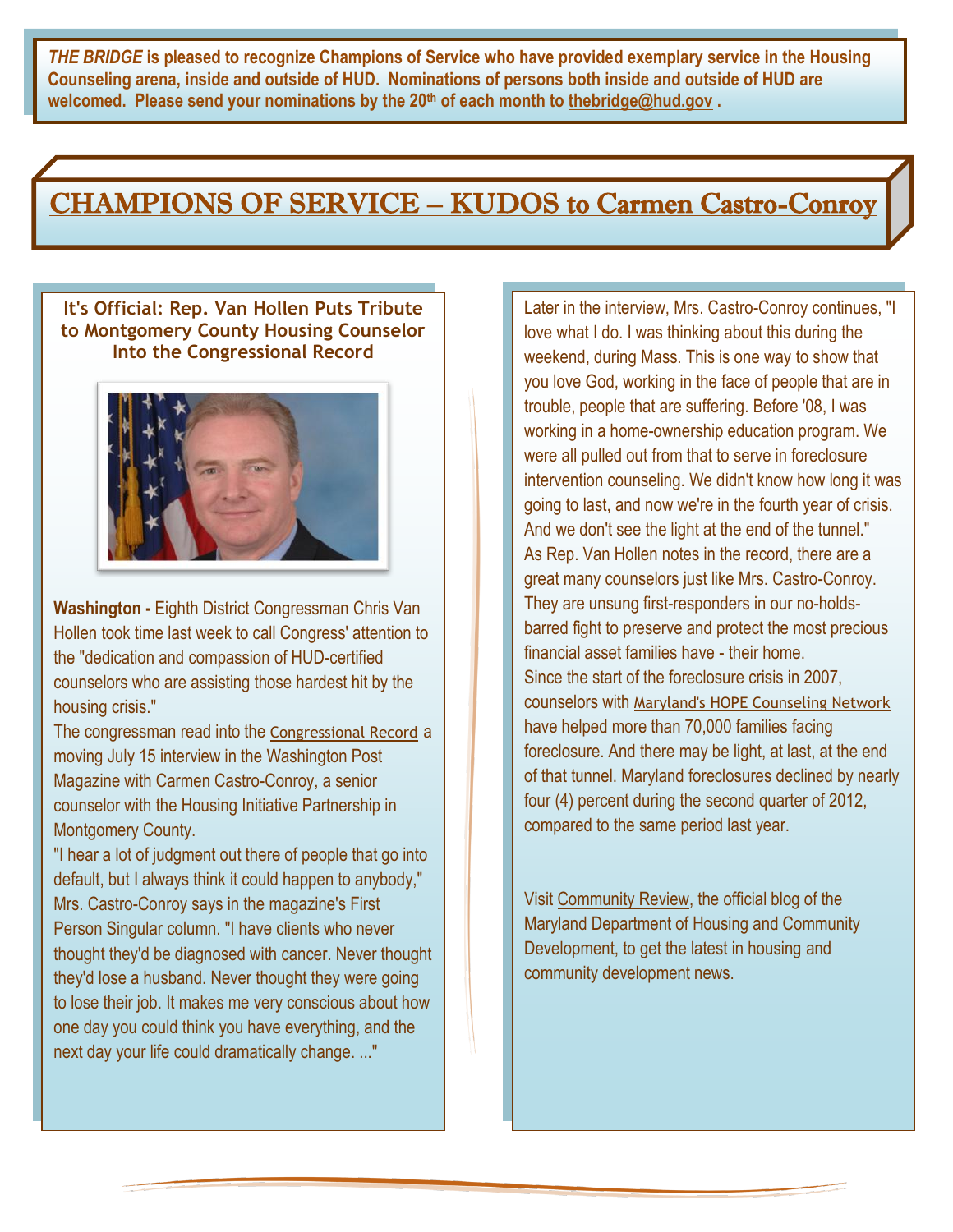**_THE BRIDGE_ is pleased to recognize Champions of Service who have provided exemplary service in the Housing Counseling arena, inside and outside of HUD. Nominations of persons both inside and outside of HUD are welcomed. Please send your nominations by the 20th of each month to thebridge@hud.gov .**

# CHAMPIONS OF SERVICE – KUDOS to Carmen Castro-Conroy

### It's Official: Rep. Van Hollen Puts Tribute to Montgomery County Housing Counselor Into the Congressional Record

**Washington -** Eighth District Congressman Chris Van Hollen took time last week to call Congress' attention to the "dedication and compassion of HUD-certified counselors who are assisting those hardest hit by the housing crisis."

The congressman read into the Congressional Record a moving July 15 interview in the Washington Post Magazine with Carmen Castro-Conroy, a senior counselor with the Housing Initiative Partnership in Montgomery County.

"I hear a lot of judgment out there of people that go into default, but I always think it could happen to anybody," Mrs. Castro-Conroy says in the magazine's First Person Singular column. "I have clients who never thought they'd be diagnosed with cancer. Never thought they'd lose a husband. Never thought they were going to lose their job. It makes me very conscious about how one day you could think you have everything, and the next day your life could dramatically change. ..."

Later in the interview, Mrs. Castro-Conroy continues, "I love what I do. I was thinking about this during the weekend, during Mass. This is one way to show that you love God, working in the face of people that are in trouble, people that are suffering. Before '08, I was working in a home-ownership education program. We were all pulled out from that to serve in foreclosure intervention counseling. We didn't know how long it was going to last, and now we're in the fourth year of crisis. And we don't see the light at the end of the tunnel."

As Rep. Van Hollen notes in the record, there are a great many counselors just like Mrs. Castro-Conroy. They are unsung first-responders in our no-holds-barred fight to preserve and protect the most precious financial asset families have - their home.

Since the start of the foreclosure crisis in 2007, counselors with Maryland's HOPE Counseling Network have helped more than 70,000 families facing foreclosure. And there may be light, at last, at the end of that tunnel. Maryland foreclosures declined by nearly four (4) percent during the second quarter of 2012, compared to the same period last year.

Visit Community Review, the official blog of the Maryland Department of Housing and Community Development, to get the latest in housing and community development news.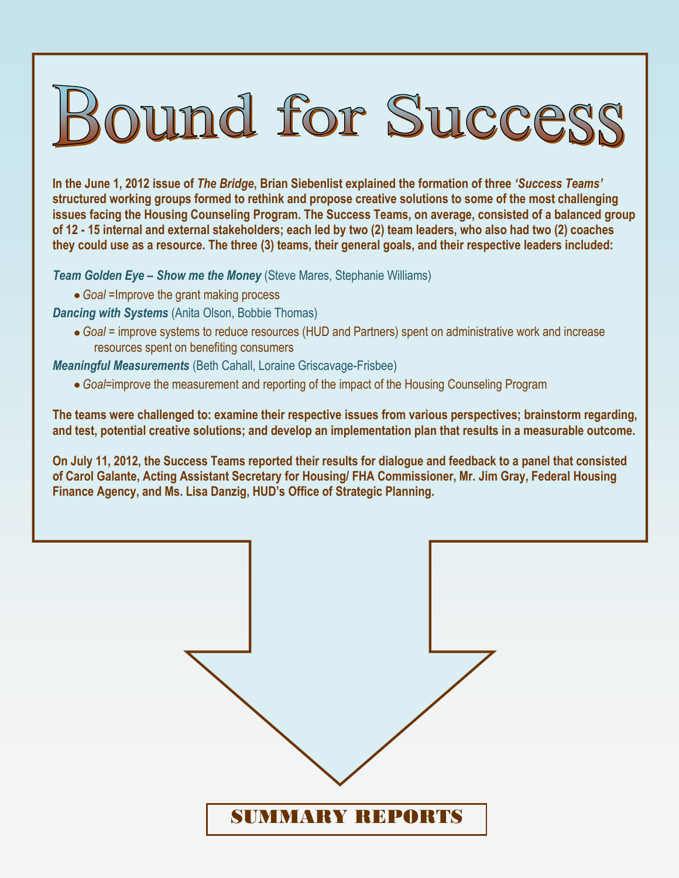# Bound for Success

**In the June 1, 2012 issue of *The Bridge*, Brian Siebenlist explained the formation of three *'Success Teams'* structured working groups formed to rethink and propose creative solutions to some of the most challenging issues facing the Housing Counseling Program. The Success Teams, on average, consisted of a balanced group of 12 - 15 internal and external stakeholders; each led by two (2) team leaders, who also had two (2) coaches they could use as a resource. The three (3) teams, their general goals, and their respective leaders included:**

***Team Golden Eye – Show me the Money*** (Steve Mares, Stephanie Williams)

- *Goal* =Improve the grant making process

***Dancing with Systems*** (Anita Olson, Bobbie Thomas)

- *Goal* = improve systems to reduce resources (HUD and Partners) spent on administrative work and increase resources spent on benefiting consumers

***Meaningful Measurements*** (Beth Cahall, Loraine Griscavage-Frisbee)

- *Goal*=improve the measurement and reporting of the impact of the Housing Counseling Program

**The teams were challenged to: examine their respective issues from various perspectives; brainstorm regarding, and test, potential creative solutions; and develop an implementation plan that results in a measurable outcome.**

**On July 11, 2012, the Success Teams reported their results for dialogue and feedback to a panel that consisted of Carol Galante, Acting Assistant Secretary for Housing/ FHA Commissioner, Mr. Jim Gray, Federal Housing Finance Agency, and Ms. Lisa Danzig, HUD's Office of Strategic Planning.**

## SUMMARY REPORTS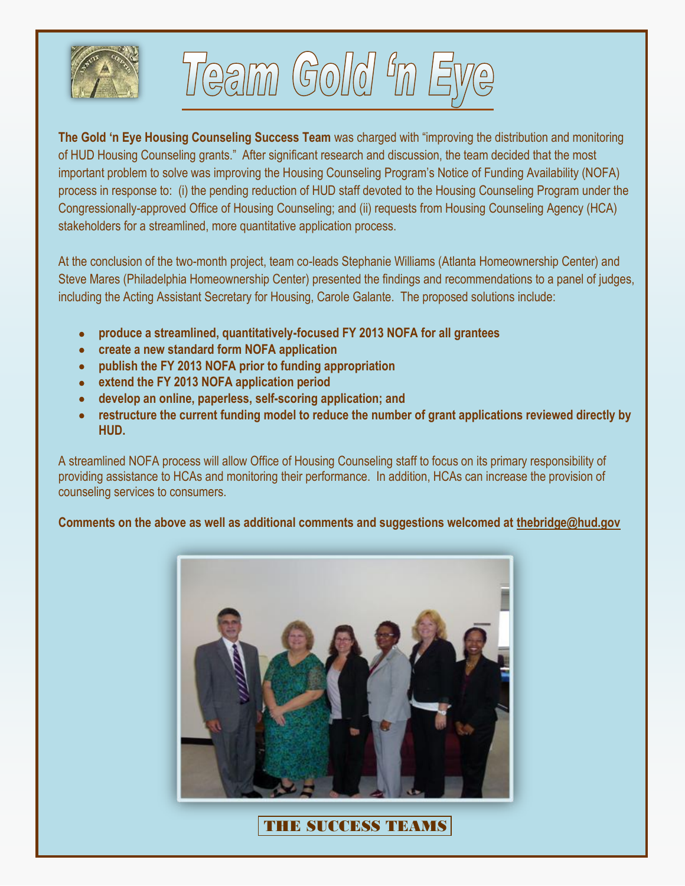# Team Gold 'n Eye

**The Gold 'n Eye Housing Counseling Success Team** was charged with "improving the distribution and monitoring of HUD Housing Counseling grants." After significant research and discussion, the team decided that the most important problem to solve was improving the Housing Counseling Program's Notice of Funding Availability (NOFA) process in response to: (i) the pending reduction of HUD staff devoted to the Housing Counseling Program under the Congressionally-approved Office of Housing Counseling; and (ii) requests from Housing Counseling Agency (HCA) stakeholders for a streamlined, more quantitative application process.

At the conclusion of the two-month project, team co-leads Stephanie Williams (Atlanta Homeownership Center) and Steve Mares (Philadelphia Homeownership Center) presented the findings and recommendations to a panel of judges, including the Acting Assistant Secretary for Housing, Carole Galante. The proposed solutions include:

- **produce a streamlined, quantitatively-focused FY 2013 NOFA for all grantees**
- **create a new standard form NOFA application**
- **publish the FY 2013 NOFA prior to funding appropriation**
- **extend the FY 2013 NOFA application period**
- **develop an online, paperless, self-scoring application; and**
- **restructure the current funding model to reduce the number of grant applications reviewed directly by HUD.**

A streamlined NOFA process will allow Office of Housing Counseling staff to focus on its primary responsibility of providing assistance to HCAs and monitoring their performance. In addition, HCAs can increase the provision of counseling services to consumers.

**Comments on the above as well as additional comments and suggestions welcomed at thebridge@hud.gov**

THE SUCCESS TEAMS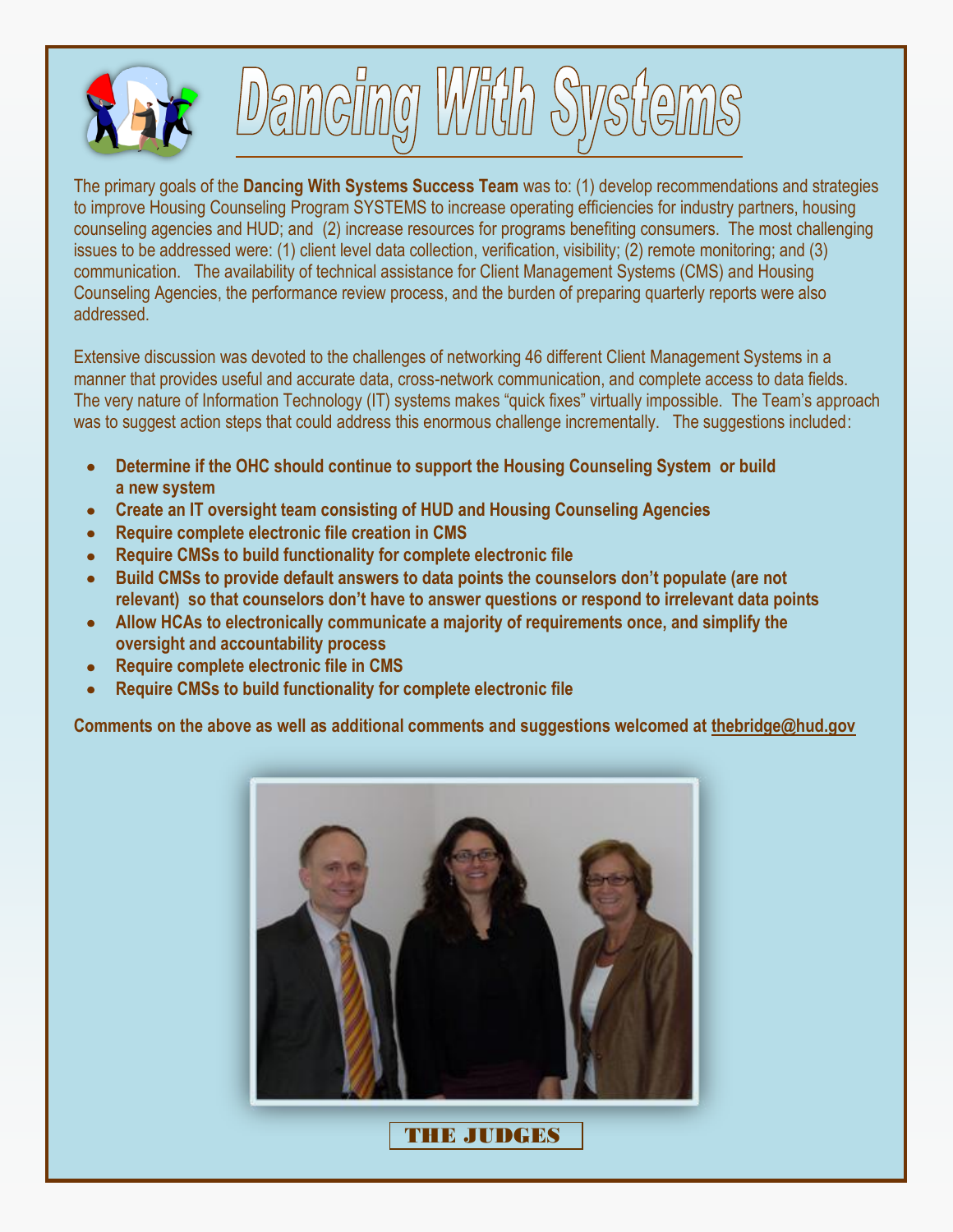# Dancing With Systems

The primary goals of the **Dancing With Systems Success Team** was to: (1) develop recommendations and strategies to improve Housing Counseling Program SYSTEMS to increase operating efficiencies for industry partners, housing counseling agencies and HUD; and (2) increase resources for programs benefiting consumers. The most challenging issues to be addressed were: (1) client level data collection, verification, visibility; (2) remote monitoring; and (3) communication. The availability of technical assistance for Client Management Systems (CMS) and Housing Counseling Agencies, the performance review process, and the burden of preparing quarterly reports were also addressed.

Extensive discussion was devoted to the challenges of networking 46 different Client Management Systems in a manner that provides useful and accurate data, cross-network communication, and complete access to data fields. The very nature of Information Technology (IT) systems makes "quick fixes" virtually impossible. The Team's approach was to suggest action steps that could address this enormous challenge incrementally. The suggestions included:

- **Determine if the OHC should continue to support the Housing Counseling System or build a new system**
- **Create an IT oversight team consisting of HUD and Housing Counseling Agencies**
- **Require complete electronic file creation in CMS**
- **Require CMSs to build functionality for complete electronic file**
- **Build CMSs to provide default answers to data points the counselors don't populate (are not relevant) so that counselors don't have to answer questions or respond to irrelevant data points**
- **Allow HCAs to electronically communicate a majority of requirements once, and simplify the oversight and accountability process**
- **Require complete electronic file in CMS**
- **Require CMSs to build functionality for complete electronic file**

**Comments on the above as well as additional comments and suggestions welcomed at thebridge@hud.gov**

THE JUDGES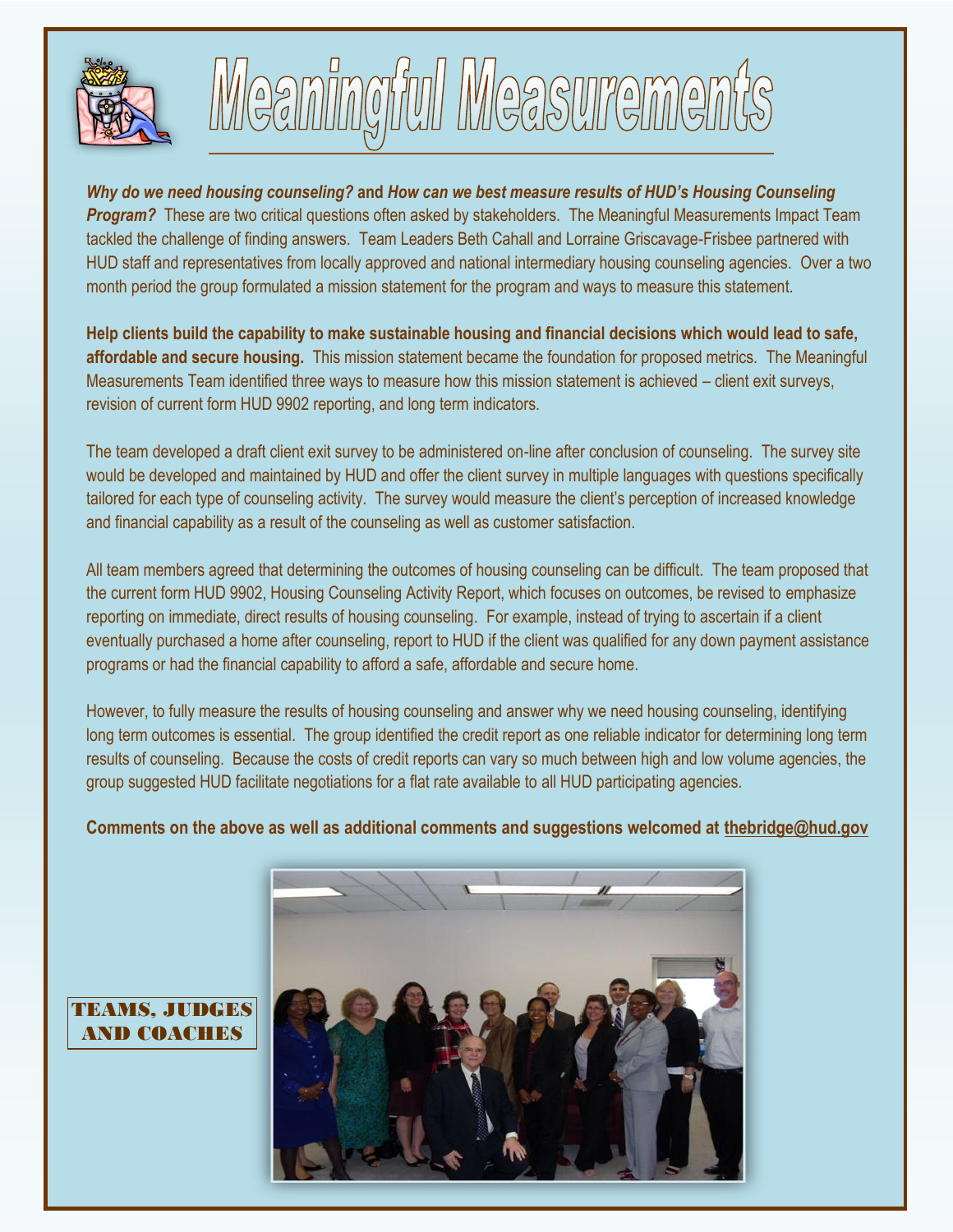# Meaningful Measurements

***Why do we need housing counseling?*** **and** ***How can we best measure results of HUD's Housing Counseling Program?*** These are two critical questions often asked by stakeholders. The Meaningful Measurements Impact Team tackled the challenge of finding answers. Team Leaders Beth Cahall and Lorraine Griscavage-Frisbee partnered with HUD staff and representatives from locally approved and national intermediary housing counseling agencies. Over a two month period the group formulated a mission statement for the program and ways to measure this statement.

**Help clients build the capability to make sustainable housing and financial decisions which would lead to safe, affordable and secure housing.** This mission statement became the foundation for proposed metrics. The Meaningful Measurements Team identified three ways to measure how this mission statement is achieved – client exit surveys, revision of current form HUD 9902 reporting, and long term indicators.

The team developed a draft client exit survey to be administered on-line after conclusion of counseling. The survey site would be developed and maintained by HUD and offer the client survey in multiple languages with questions specifically tailored for each type of counseling activity. The survey would measure the client's perception of increased knowledge and financial capability as a result of the counseling as well as customer satisfaction.

All team members agreed that determining the outcomes of housing counseling can be difficult. The team proposed that the current form HUD 9902, Housing Counseling Activity Report, which focuses on outcomes, be revised to emphasize reporting on immediate, direct results of housing counseling. For example, instead of trying to ascertain if a client eventually purchased a home after counseling, report to HUD if the client was qualified for any down payment assistance programs or had the financial capability to afford a safe, affordable and secure home.

However, to fully measure the results of housing counseling and answer why we need housing counseling, identifying long term outcomes is essential. The group identified the credit report as one reliable indicator for determining long term results of counseling. Because the costs of credit reports can vary so much between high and low volume agencies, the group suggested HUD facilitate negotiations for a flat rate available to all HUD participating agencies.

**Comments on the above as well as additional comments and suggestions welcomed at thebridge@hud.gov**

TEAMS, JUDGES AND COACHES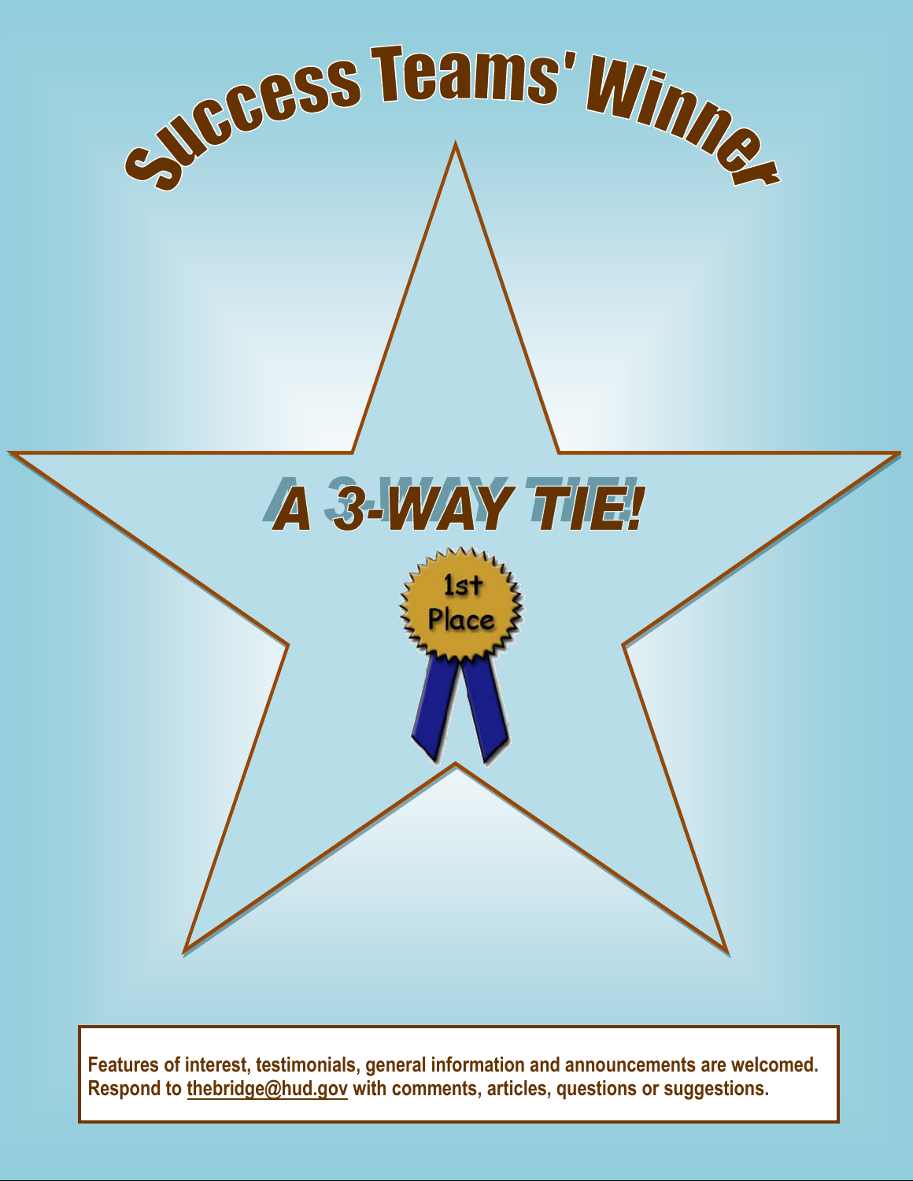# Success Teams' Winner

## A 3-WAY TIE!

1st Place

Features of interest, testimonials, general information and announcements are welcomed. Respond to thebridge@hud.gov with comments, articles, questions or suggestions.